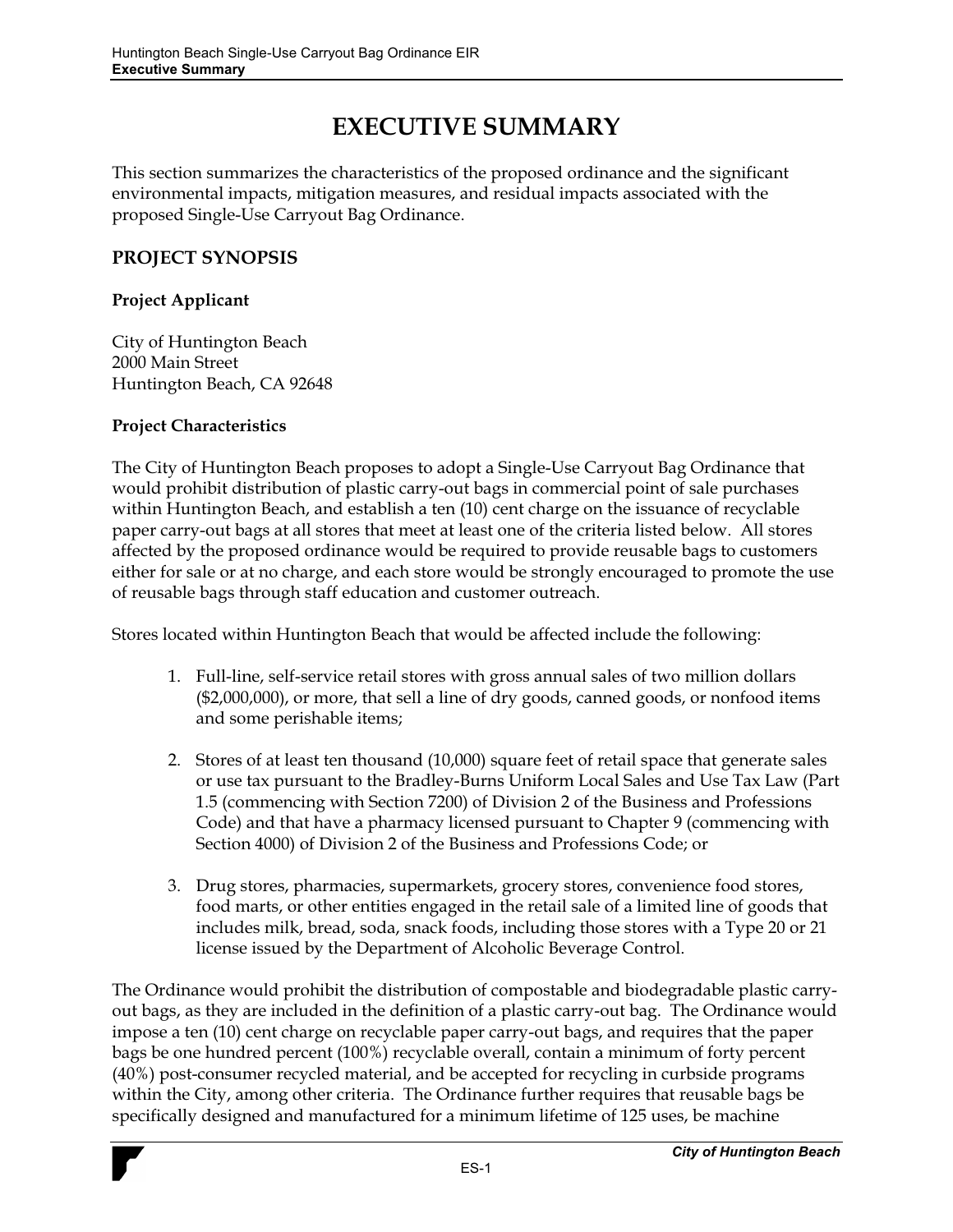# EXECUTIVE SUMMARY

This section summarizes the characteristics of the proposed ordinance and the significant environmental impacts, mitigation measures, and residual impacts associated with the proposed Single-Use Carryout Bag Ordinance.

## PROJECT SYNOPSIS

### Project Applicant

City of Huntington Beach
2000 Main Street
Huntington Beach, CA 92648

### Project Characteristics

The City of Huntington Beach proposes to adopt a Single-Use Carryout Bag Ordinance that would prohibit distribution of plastic carry-out bags in commercial point of sale purchases within Huntington Beach, and establish a ten (10) cent charge on the issuance of recyclable paper carry-out bags at all stores that meet at least one of the criteria listed below. All stores affected by the proposed ordinance would be required to provide reusable bags to customers either for sale or at no charge, and each store would be strongly encouraged to promote the use of reusable bags through staff education and customer outreach.

Stores located within Huntington Beach that would be affected include the following:

1. Full-line, self-service retail stores with gross annual sales of two million dollars ($2,000,000), or more, that sell a line of dry goods, canned goods, or nonfood items and some perishable items;

2. Stores of at least ten thousand (10,000) square feet of retail space that generate sales or use tax pursuant to the Bradley-Burns Uniform Local Sales and Use Tax Law (Part 1.5 (commencing with Section 7200) of Division 2 of the Business and Professions Code) and that have a pharmacy licensed pursuant to Chapter 9 (commencing with Section 4000) of Division 2 of the Business and Professions Code; or

3. Drug stores, pharmacies, supermarkets, grocery stores, convenience food stores, food marts, or other entities engaged in the retail sale of a limited line of goods that includes milk, bread, soda, snack foods, including those stores with a Type 20 or 21 license issued by the Department of Alcoholic Beverage Control.

The Ordinance would prohibit the distribution of compostable and biodegradable plastic carry-out bags, as they are included in the definition of a plastic carry-out bag. The Ordinance would impose a ten (10) cent charge on recyclable paper carry-out bags, and requires that the paper bags be one hundred percent (100%) recyclable overall, contain a minimum of forty percent (40%) post-consumer recycled material, and be accepted for recycling in curbside programs within the City, among other criteria. The Ordinance further requires that reusable bags be specifically designed and manufactured for a minimum lifetime of 125 uses, be machine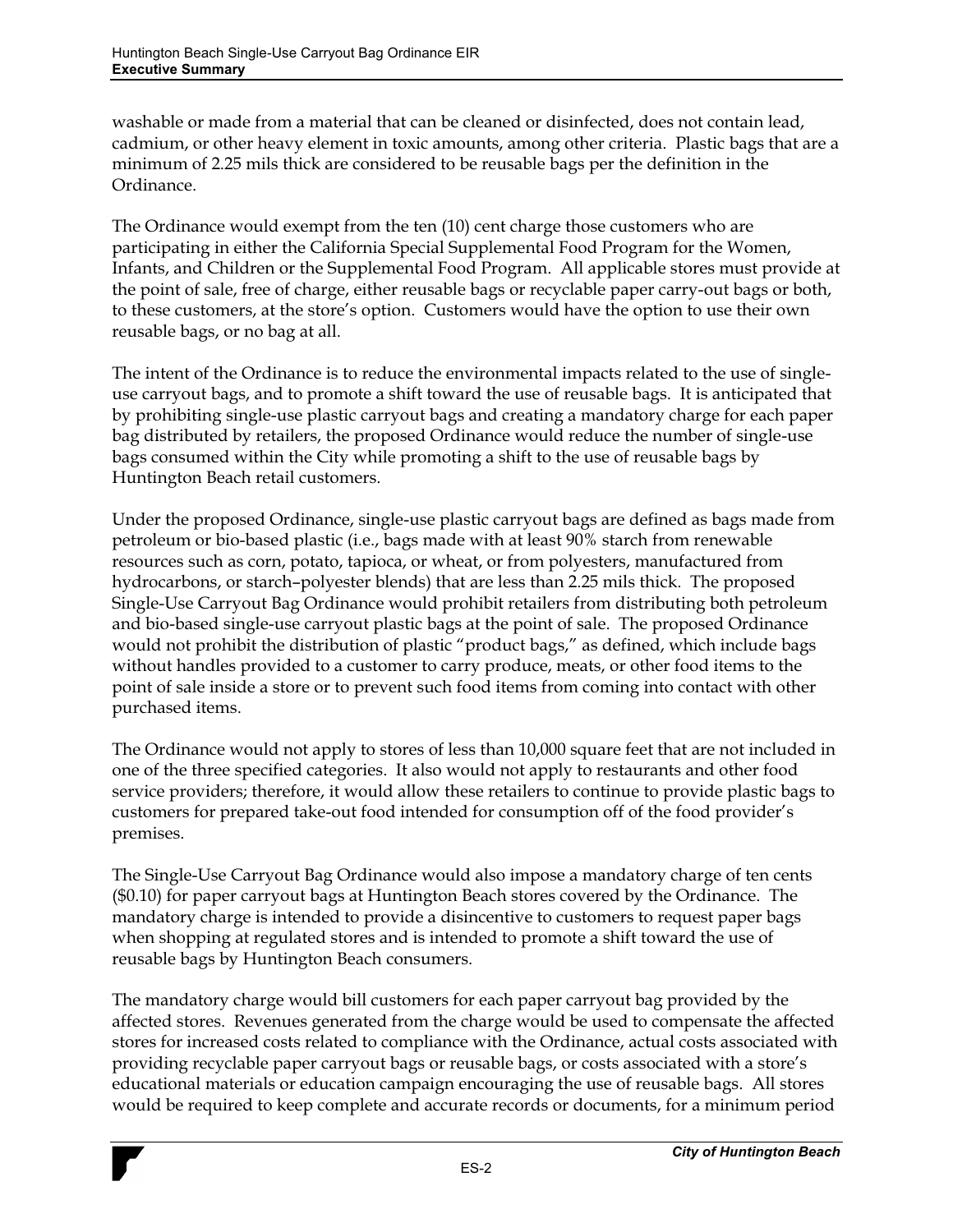washable or made from a material that can be cleaned or disinfected, does not contain lead, cadmium, or other heavy element in toxic amounts, among other criteria. Plastic bags that are a minimum of 2.25 mils thick are considered to be reusable bags per the definition in the Ordinance.

The Ordinance would exempt from the ten (10) cent charge those customers who are participating in either the California Special Supplemental Food Program for the Women, Infants, and Children or the Supplemental Food Program. All applicable stores must provide at the point of sale, free of charge, either reusable bags or recyclable paper carry-out bags or both, to these customers, at the store's option. Customers would have the option to use their own reusable bags, or no bag at all.

The intent of the Ordinance is to reduce the environmental impacts related to the use of single-use carryout bags, and to promote a shift toward the use of reusable bags. It is anticipated that by prohibiting single-use plastic carryout bags and creating a mandatory charge for each paper bag distributed by retailers, the proposed Ordinance would reduce the number of single-use bags consumed within the City while promoting a shift to the use of reusable bags by Huntington Beach retail customers.

Under the proposed Ordinance, single-use plastic carryout bags are defined as bags made from petroleum or bio-based plastic (i.e., bags made with at least 90% starch from renewable resources such as corn, potato, tapioca, or wheat, or from polyesters, manufactured from hydrocarbons, or starch–polyester blends) that are less than 2.25 mils thick. The proposed Single-Use Carryout Bag Ordinance would prohibit retailers from distributing both petroleum and bio-based single-use carryout plastic bags at the point of sale. The proposed Ordinance would not prohibit the distribution of plastic "product bags," as defined, which include bags without handles provided to a customer to carry produce, meats, or other food items to the point of sale inside a store or to prevent such food items from coming into contact with other purchased items.

The Ordinance would not apply to stores of less than 10,000 square feet that are not included in one of the three specified categories. It also would not apply to restaurants and other food service providers; therefore, it would allow these retailers to continue to provide plastic bags to customers for prepared take-out food intended for consumption off of the food provider's premises.

The Single-Use Carryout Bag Ordinance would also impose a mandatory charge of ten cents ($0.10) for paper carryout bags at Huntington Beach stores covered by the Ordinance. The mandatory charge is intended to provide a disincentive to customers to request paper bags when shopping at regulated stores and is intended to promote a shift toward the use of reusable bags by Huntington Beach consumers.

The mandatory charge would bill customers for each paper carryout bag provided by the affected stores. Revenues generated from the charge would be used to compensate the affected stores for increased costs related to compliance with the Ordinance, actual costs associated with providing recyclable paper carryout bags or reusable bags, or costs associated with a store's educational materials or education campaign encouraging the use of reusable bags. All stores would be required to keep complete and accurate records or documents, for a minimum period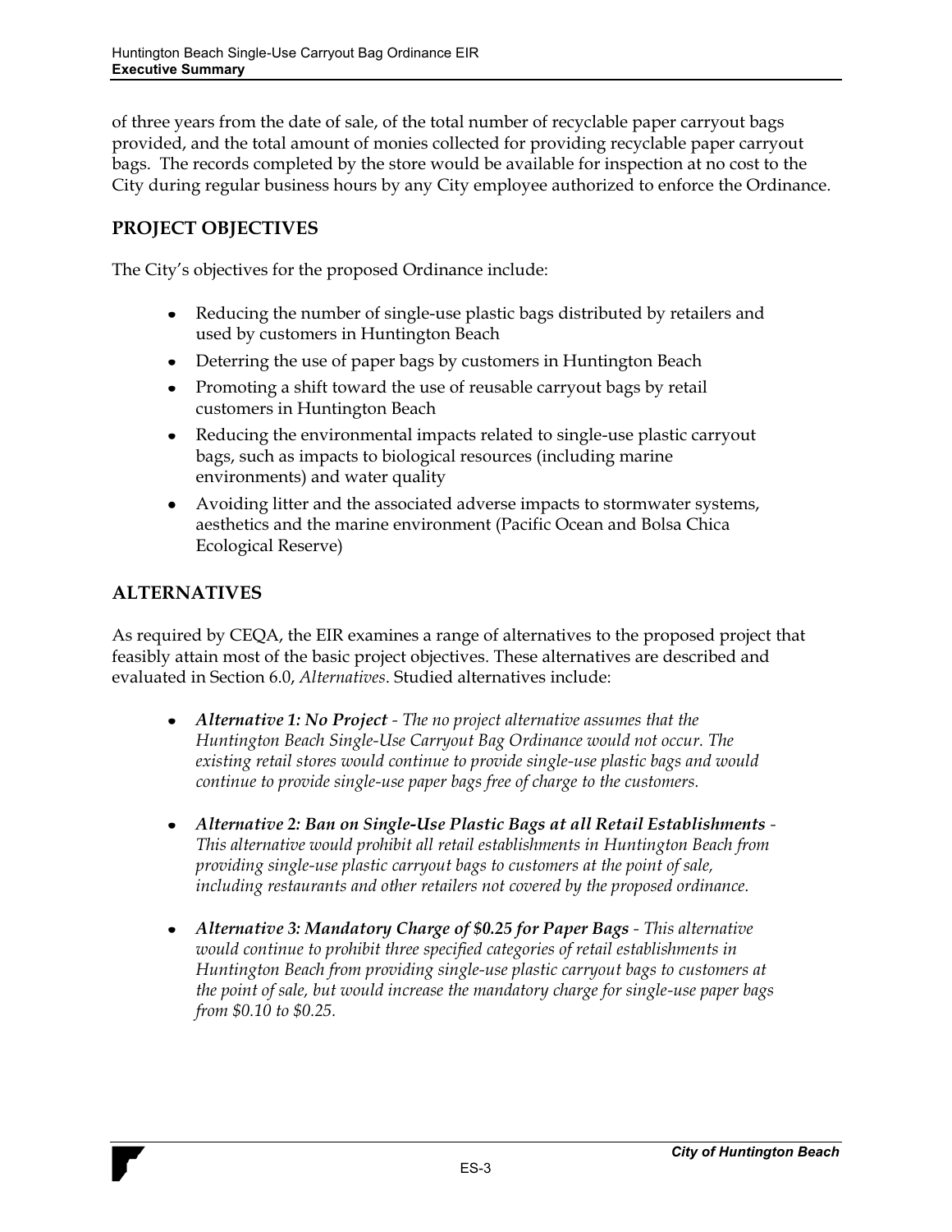of three years from the date of sale, of the total number of recyclable paper carryout bags provided, and the total amount of monies collected for providing recyclable paper carryout bags. The records completed by the store would be available for inspection at no cost to the City during regular business hours by any City employee authorized to enforce the Ordinance.

## PROJECT OBJECTIVES

The City's objectives for the proposed Ordinance include:

- Reducing the number of single-use plastic bags distributed by retailers and used by customers in Huntington Beach
- Deterring the use of paper bags by customers in Huntington Beach
- Promoting a shift toward the use of reusable carryout bags by retail customers in Huntington Beach
- Reducing the environmental impacts related to single-use plastic carryout bags, such as impacts to biological resources (including marine environments) and water quality
- Avoiding litter and the associated adverse impacts to stormwater systems, aesthetics and the marine environment (Pacific Ocean and Bolsa Chica Ecological Reserve)

## ALTERNATIVES

As required by CEQA, the EIR examines a range of alternatives to the proposed project that feasibly attain most of the basic project objectives. These alternatives are described and evaluated in Section 6.0, *Alternatives*. Studied alternatives include:

- ***Alternative 1: No Project*** *- The no project alternative assumes that the Huntington Beach Single-Use Carryout Bag Ordinance would not occur. The existing retail stores would continue to provide single-use plastic bags and would continue to provide single-use paper bags free of charge to the customers.*

- ***Alternative 2: Ban on Single-Use Plastic Bags at all Retail Establishments*** *- This alternative would prohibit all retail establishments in Huntington Beach from providing single-use plastic carryout bags to customers at the point of sale, including restaurants and other retailers not covered by the proposed ordinance.*

- ***Alternative 3: Mandatory Charge of $0.25 for Paper Bags*** *- This alternative would continue to prohibit three specified categories of retail establishments in Huntington Beach from providing single-use plastic carryout bags to customers at the point of sale, but would increase the mandatory charge for single-use paper bags from $0.10 to $0.25.*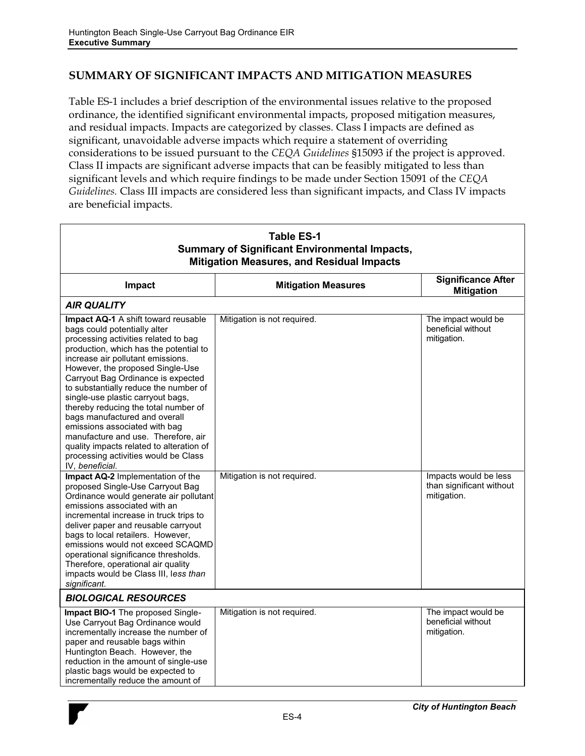## SUMMARY OF SIGNIFICANT IMPACTS AND MITIGATION MEASURES

Table ES-1 includes a brief description of the environmental issues relative to the proposed ordinance, the identified significant environmental impacts, proposed mitigation measures, and residual impacts. Impacts are categorized by classes. Class I impacts are defined as significant, unavoidable adverse impacts which require a statement of overriding considerations to be issued pursuant to the *CEQA Guidelines* §15093 if the project is approved. Class II impacts are significant adverse impacts that can be feasibly mitigated to less than significant levels and which require findings to be made under Section 15091 of the *CEQA Guidelines.* Class III impacts are considered less than significant impacts, and Class IV impacts are beneficial impacts.

**Table ES-1**
**Summary of Significant Environmental Impacts, Mitigation Measures, and Residual Impacts**

| Impact | Mitigation Measures | Significance After Mitigation |
|---|---|---|
| ***AIR QUALITY*** | | |
| **Impact AQ-1** A shift toward reusable bags could potentially alter processing activities related to bag production, which has the potential to increase air pollutant emissions. However, the proposed Single-Use Carryout Bag Ordinance is expected to substantially reduce the number of single-use plastic carryout bags, thereby reducing the total number of bags manufactured and overall emissions associated with bag manufacture and use. Therefore, air quality impacts related to alteration of processing activities would be Class IV, *beneficial*. | Mitigation is not required. | The impact would be beneficial without mitigation. |
| **Impact AQ-2** Implementation of the proposed Single-Use Carryout Bag Ordinance would generate air pollutant emissions associated with an incremental increase in truck trips to deliver paper and reusable carryout bags to local retailers. However, emissions would not exceed SCAQMD operational significance thresholds. Therefore, operational air quality impacts would be Class III, l*ess than significant.* | Mitigation is not required. | Impacts would be less than significant without mitigation. |
| ***BIOLOGICAL RESOURCES*** | | |
| **Impact BIO-1** The proposed Single-Use Carryout Bag Ordinance would incrementally increase the number of paper and reusable bags within Huntington Beach. However, the reduction in the amount of single-use plastic bags would be expected to incrementally reduce the amount of | Mitigation is not required. | The impact would be beneficial without mitigation. |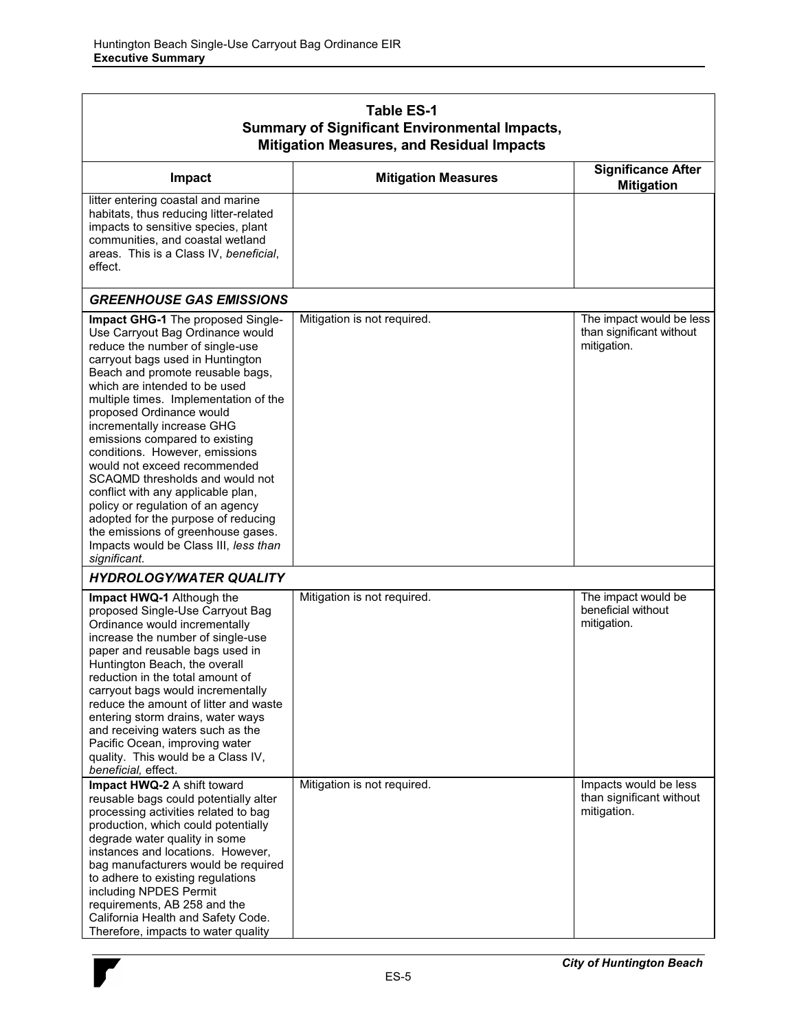**Table ES-1**
**Summary of Significant Environmental Impacts, Mitigation Measures, and Residual Impacts**

| Impact | Mitigation Measures | Significance After Mitigation |
|---|---|---|
| litter entering coastal and marine habitats, thus reducing litter-related impacts to sensitive species, plant communities, and coastal wetland areas. This is a Class IV, *beneficial*, effect. | | |
| ***GREENHOUSE GAS EMISSIONS*** | | |
| **Impact GHG-1** The proposed Single-Use Carryout Bag Ordinance would reduce the number of single-use carryout bags used in Huntington Beach and promote reusable bags, which are intended to be used multiple times. Implementation of the proposed Ordinance would incrementally increase GHG emissions compared to existing conditions. However, emissions would not exceed recommended SCAQMD thresholds and would not conflict with any applicable plan, policy or regulation of an agency adopted for the purpose of reducing the emissions of greenhouse gases. Impacts would be Class III, *less than significant.* | Mitigation is not required. | The impact would be less than significant without mitigation. |
| ***HYDROLOGY/WATER QUALITY*** | | |
| **Impact HWQ-1** Although the proposed Single-Use Carryout Bag Ordinance would incrementally increase the number of single-use paper and reusable bags used in Huntington Beach, the overall reduction in the total amount of carryout bags would incrementally reduce the amount of litter and waste entering storm drains, water ways and receiving waters such as the Pacific Ocean, improving water quality. This would be a Class IV, *beneficial,* effect. | Mitigation is not required. | The impact would be beneficial without mitigation. |
| **Impact HWQ-2** A shift toward reusable bags could potentially alter processing activities related to bag production, which could potentially degrade water quality in some instances and locations. However, bag manufacturers would be required to adhere to existing regulations including NPDES Permit requirements, AB 258 and the California Health and Safety Code. Therefore, impacts to water quality | Mitigation is not required. | Impacts would be less than significant without mitigation. |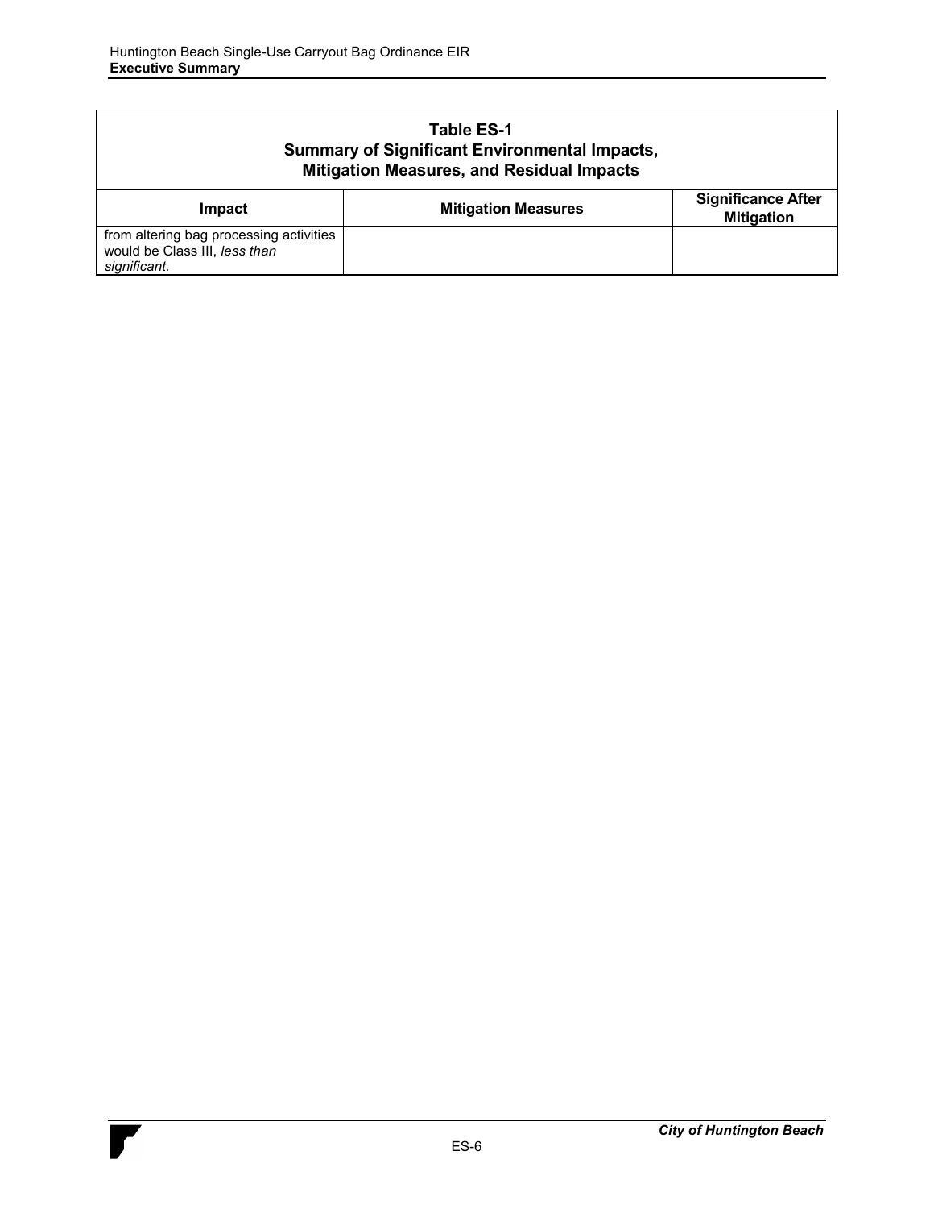**Table ES-1
Summary of Significant Environmental Impacts,
Mitigation Measures, and Residual Impacts**

| Impact | Mitigation Measures | Significance After Mitigation |
|---|---|---|
| from altering bag processing activities would be Class III, *less than significant*. | | |